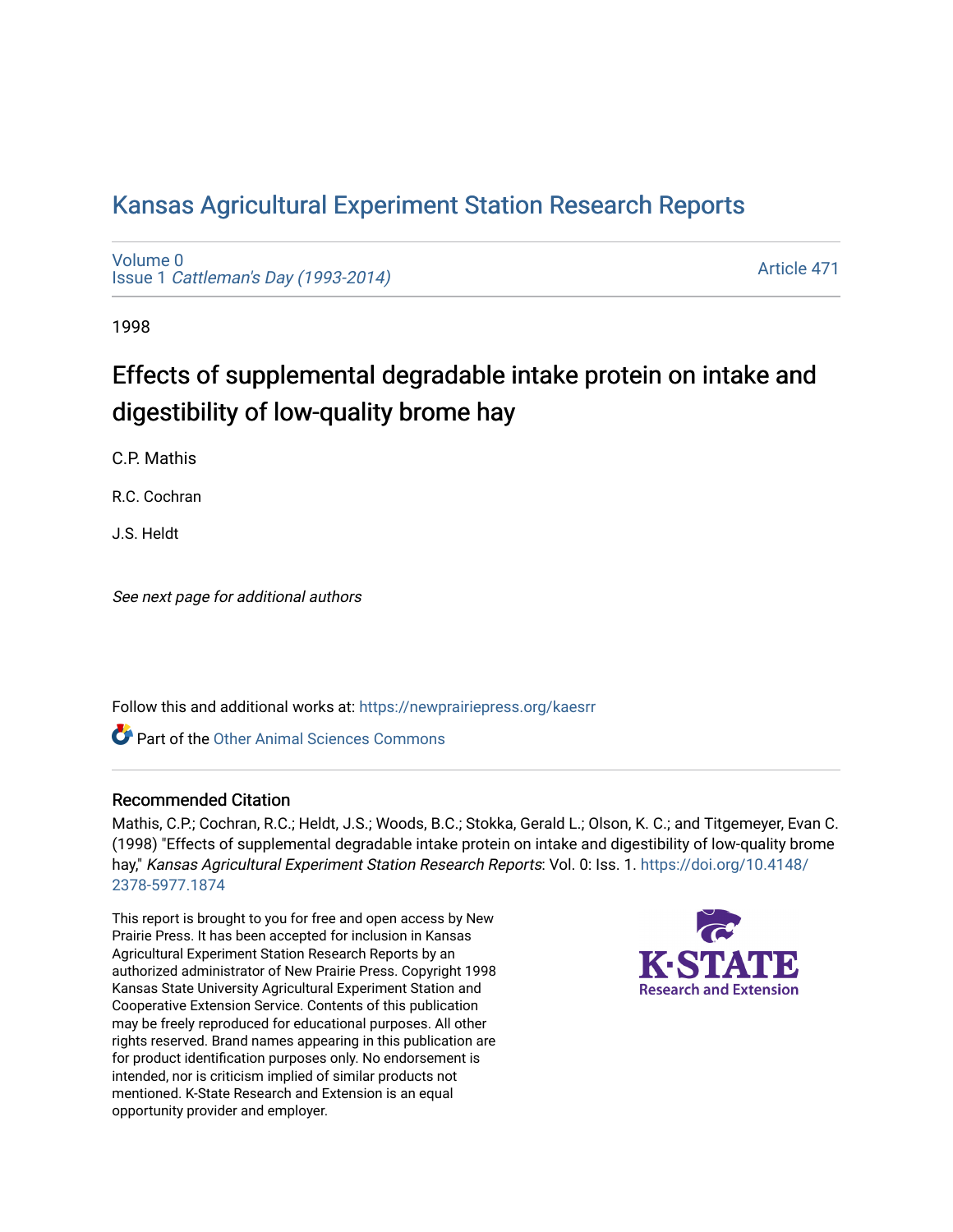# Kansas Agricultural Experiment Station Research Reports

Volume 0
Issue 1 *Cattleman's Day (1993-2014)*

Article 471

1998

## Effects of supplemental degradable intake protein on intake and digestibility of low-quality brome hay

C.P. Mathis

R.C. Cochran

J.S. Heldt

*See next page for additional authors*

Follow this and additional works at: https://newprairiepress.org/kaesrr

Part of the Other Animal Sciences Commons

### Recommended Citation

Mathis, C.P.; Cochran, R.C.; Heldt, J.S.; Woods, B.C.; Stokka, Gerald L.; Olson, K. C.; and Titgemeyer, Evan C. (1998) "Effects of supplemental degradable intake protein on intake and digestibility of low-quality brome hay," *Kansas Agricultural Experiment Station Research Reports*: Vol. 0: Iss. 1. https://doi.org/10.4148/2378-5977.1874

This report is brought to you for free and open access by New Prairie Press. It has been accepted for inclusion in Kansas Agricultural Experiment Station Research Reports by an authorized administrator of New Prairie Press. Copyright 1998 Kansas State University Agricultural Experiment Station and Cooperative Extension Service. Contents of this publication may be freely reproduced for educational purposes. All other rights reserved. Brand names appearing in this publication are for product identification purposes only. No endorsement is intended, nor is criticism implied of similar products not mentioned. K-State Research and Extension is an equal opportunity provider and employer.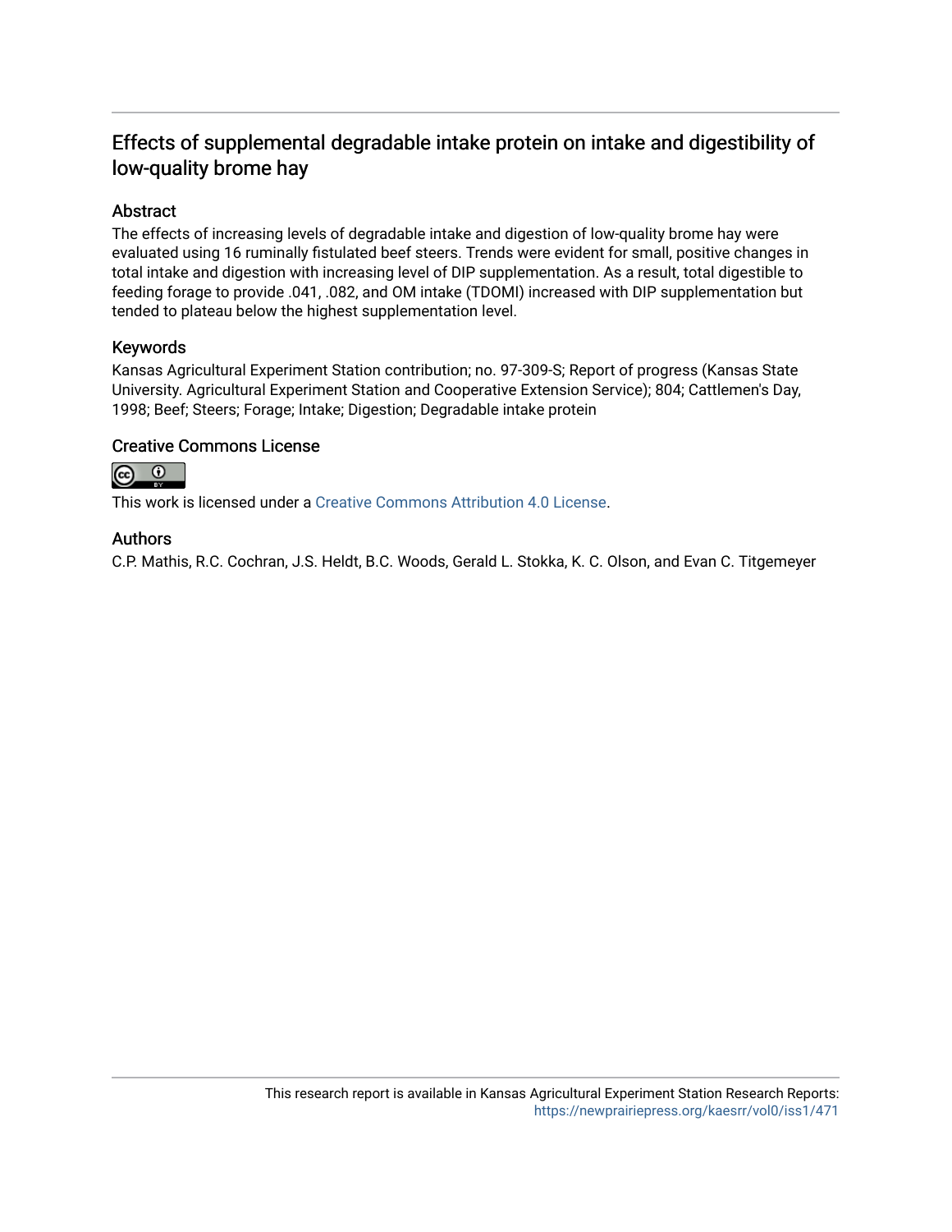# Effects of supplemental degradable intake protein on intake and digestibility of low-quality brome hay

## Abstract

The effects of increasing levels of degradable intake and digestion of low-quality brome hay were evaluated using 16 ruminally fistulated beef steers. Trends were evident for small, positive changes in total intake and digestion with increasing level of DIP supplementation. As a result, total digestible to feeding forage to provide .041, .082, and OM intake (TDOMI) increased with DIP supplementation but tended to plateau below the highest supplementation level.

## Keywords

Kansas Agricultural Experiment Station contribution; no. 97-309-S; Report of progress (Kansas State University. Agricultural Experiment Station and Cooperative Extension Service); 804; Cattlemen's Day, 1998; Beef; Steers; Forage; Intake; Digestion; Degradable intake protein

## Creative Commons License

This work is licensed under a Creative Commons Attribution 4.0 License.

## Authors

C.P. Mathis, R.C. Cochran, J.S. Heldt, B.C. Woods, Gerald L. Stokka, K. C. Olson, and Evan C. Titgemeyer

This research report is available in Kansas Agricultural Experiment Station Research Reports: https://newprairiepress.org/kaesrr/vol0/iss1/471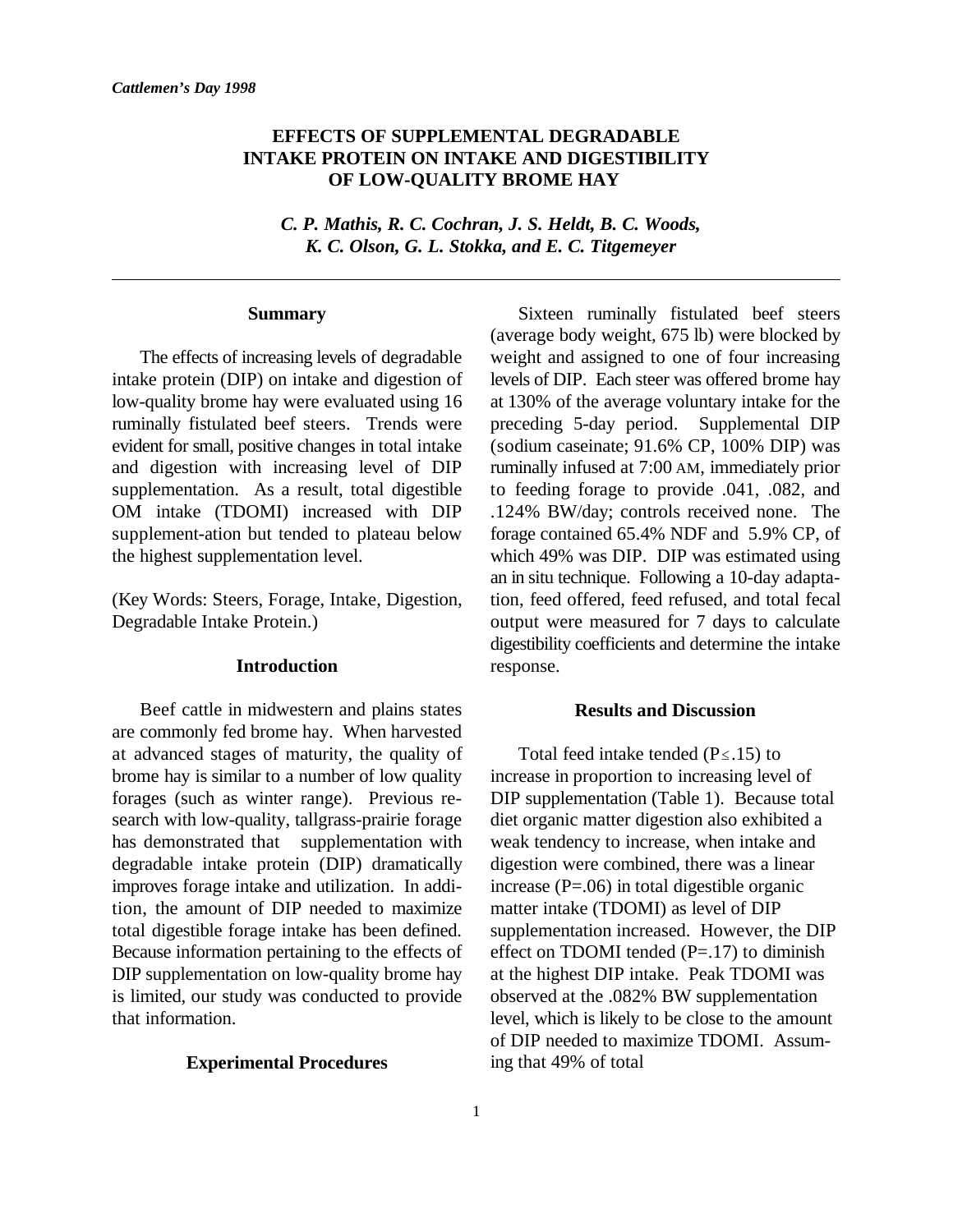*Cattlemen's Day 1998*

# EFFECTS OF SUPPLEMENTAL DEGRADABLE INTAKE PROTEIN ON INTAKE AND DIGESTIBILITY OF LOW-QUALITY BROME HAY

*C. P. Mathis, R. C. Cochran, J. S. Heldt, B. C. Woods, K. C. Olson, G. L. Stokka, and E. C. Titgemeyer*

## Summary

The effects of increasing levels of degradable intake protein (DIP) on intake and digestion of low-quality brome hay were evaluated using 16 ruminally fistulated beef steers. Trends were evident for small, positive changes in total intake and digestion with increasing level of DIP supplementation. As a result, total digestible OM intake (TDOMI) increased with DIP supplement-ation but tended to plateau below the highest supplementation level.

(Key Words: Steers, Forage, Intake, Digestion, Degradable Intake Protein.)

## Introduction

Beef cattle in midwestern and plains states are commonly fed brome hay. When harvested at advanced stages of maturity, the quality of brome hay is similar to a number of low quality forages (such as winter range). Previous research with low-quality, tallgrass-prairie forage has demonstrated that supplementation with degradable intake protein (DIP) dramatically improves forage intake and utilization. In addition, the amount of DIP needed to maximize total digestible forage intake has been defined. Because information pertaining to the effects of DIP supplementation on low-quality brome hay is limited, our study was conducted to provide that information.

## Experimental Procedures

Sixteen ruminally fistulated beef steers (average body weight, 675 lb) were blocked by weight and assigned to one of four increasing levels of DIP. Each steer was offered brome hay at 130% of the average voluntary intake for the preceding 5-day period. Supplemental DIP (sodium caseinate; 91.6% CP, 100% DIP) was ruminally infused at 7:00 AM, immediately prior to feeding forage to provide .041, .082, and .124% BW/day; controls received none. The forage contained 65.4% NDF and 5.9% CP, of which 49% was DIP. DIP was estimated using an in situ technique. Following a 10-day adaptation, feed offered, feed refused, and total fecal output were measured for 7 days to calculate digestibility coefficients and determine the intake response.

## Results and Discussion

Total feed intake tended ($P \leq .15$) to increase in proportion to increasing level of DIP supplementation (Table 1). Because total diet organic matter digestion also exhibited a weak tendency to increase, when intake and digestion were combined, there was a linear increase ($P = .06$) in total digestible organic matter intake (TDOMI) as level of DIP supplementation increased. However, the DIP effect on TDOMI tended ($P = .17$) to diminish at the highest DIP intake. Peak TDOMI was observed at the .082% BW supplementation level, which is likely to be close to the amount of DIP needed to maximize TDOMI. Assuming that 49% of total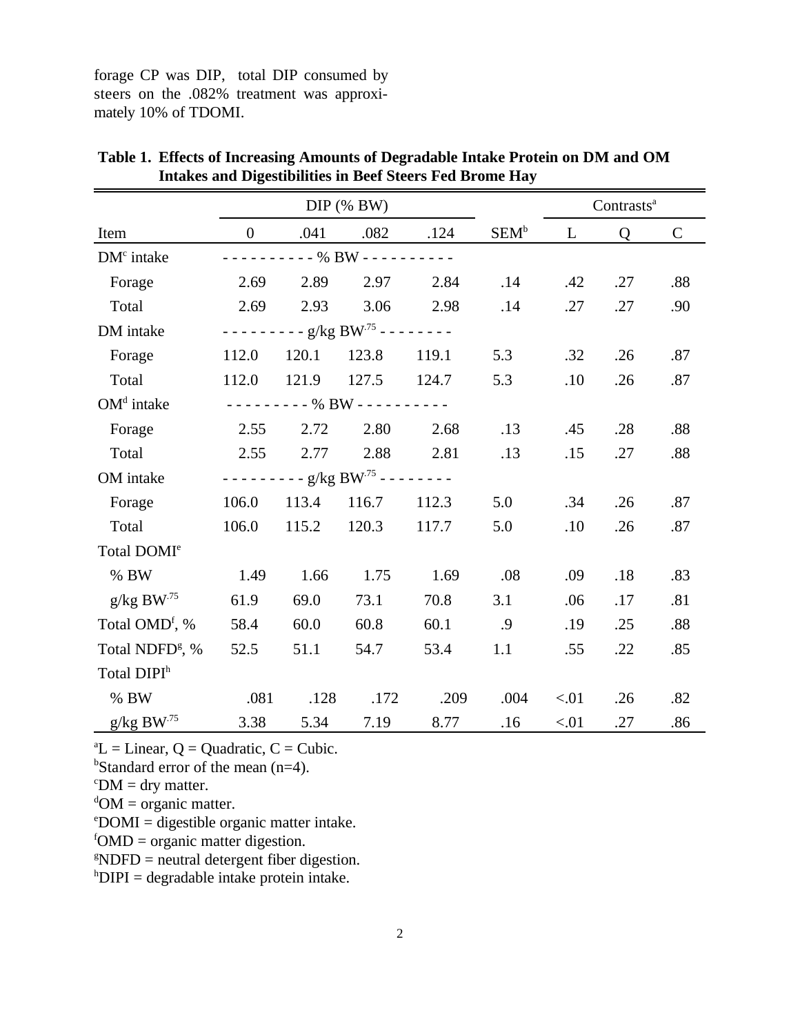forage CP was DIP, total DIP consumed by steers on the .082% treatment was approximately 10% of TDOMI.

**Table 1. Effects of Increasing Amounts of Degradable Intake Protein on DM and OM Intakes and Digestibilities in Beef Steers Fed Brome Hay**

| | DIP (% BW) | | | | | Contrasts[a] | | |
|---|---|---|---|---|---|---|---|---|
| Item | 0 | .041 | .082 | .124 | SEM[b] | L | Q | C |
| DM[c] intake | - - - - - - - - - - % BW - - - - - - - - - - | | | | | | | |
| Forage | 2.69 | 2.89 | 2.97 | 2.84 | .14 | .42 | .27 | .88 |
| Total | 2.69 | 2.93 | 3.06 | 2.98 | .14 | .27 | .27 | .90 |
| DM intake | - - - - - - - - - g/kg BW$^{.75}$ - - - - - - - - | | | | | | | |
| Forage | 112.0 | 120.1 | 123.8 | 119.1 | 5.3 | .32 | .26 | .87 |
| Total | 112.0 | 121.9 | 127.5 | 124.7 | 5.3 | .10 | .26 | .87 |
| OM[d] intake | - - - - - - - - - % BW - - - - - - - - - - | | | | | | | |
| Forage | 2.55 | 2.72 | 2.80 | 2.68 | .13 | .45 | .28 | .88 |
| Total | 2.55 | 2.77 | 2.88 | 2.81 | .13 | .15 | .27 | .88 |
| OM intake | - - - - - - - - - g/kg BW$^{.75}$ - - - - - - - - | | | | | | | |
| Forage | 106.0 | 113.4 | 116.7 | 112.3 | 5.0 | .34 | .26 | .87 |
| Total | 106.0 | 115.2 | 120.3 | 117.7 | 5.0 | .10 | .26 | .87 |
| Total DOMI[e] | | | | | | | | |
| % BW | 1.49 | 1.66 | 1.75 | 1.69 | .08 | .09 | .18 | .83 |
| g/kg BW$^{.75}$ | 61.9 | 69.0 | 73.1 | 70.8 | 3.1 | .06 | .17 | .81 |
| Total OMD[f], % | 58.4 | 60.0 | 60.8 | 60.1 | .9 | .19 | .25 | .88 |
| Total NDFD[g], % | 52.5 | 51.1 | 54.7 | 53.4 | 1.1 | .55 | .22 | .85 |
| Total DIPI[h] | | | | | | | | |
| % BW | .081 | .128 | .172 | .209 | .004 | <.01 | .26 | .82 |
| g/kg BW$^{.75}$ | 3.38 | 5.34 | 7.19 | 8.77 | .16 | <.01 | .27 | .86 |

[a]L = Linear, Q = Quadratic, C = Cubic.
[b]Standard error of the mean (n=4).
[c]DM = dry matter.
[d]OM = organic matter.
[e]DOMI = digestible organic matter intake.
[f]OMD = organic matter digestion.
[g]NDFD = neutral detergent fiber digestion.
[h]DIPI = degradable intake protein intake.